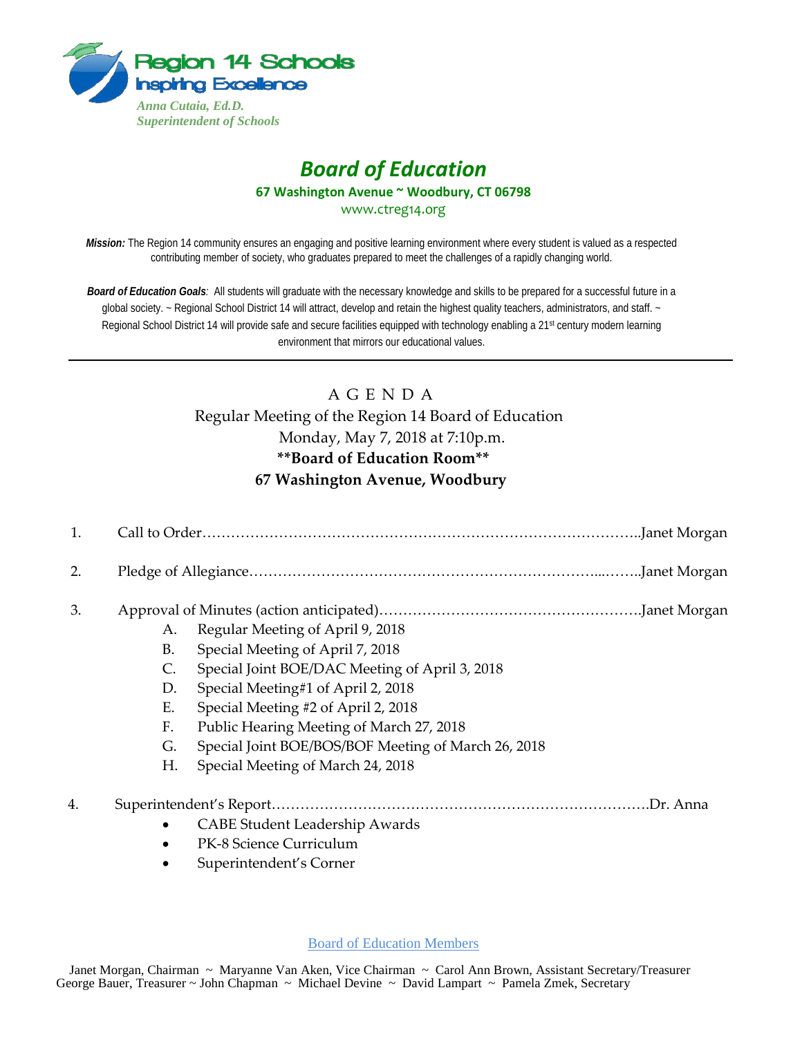Region 14 Schools
Inspiring Excellence

*Anna Cutaia, Ed.D.*
*Superintendent of Schools*

# *Board of Education*

**67 Washington Avenue ~ Woodbury, CT 06798**

www.ctreg14.org

***Mission:*** The Region 14 community ensures an engaging and positive learning environment where every student is valued as a respected contributing member of society, who graduates prepared to meet the challenges of a rapidly changing world.

***Board of Education Goals****:* All students will graduate with the necessary knowledge and skills to be prepared for a successful future in a global society. ~ Regional School District 14 will attract, develop and retain the highest quality teachers, administrators, and staff. ~ Regional School District 14 will provide safe and secure facilities equipped with technology enabling a 21st century modern learning environment that mirrors our educational values.

---

## A G E N D A

Regular Meeting of the Region 14 Board of Education
Monday, May 7, 2018 at 7:10p.m.
**\*\*Board of Education Room\*\***
**67 Washington Avenue, Woodbury**

1. Call to Order……………………………………………………………………………..Janet Morgan
2. Pledge of Allegiance…………………………………………………………….....……..Janet Morgan
3. Approval of Minutes (action anticipated)………………………………………………Janet Morgan
   - A. Regular Meeting of April 9, 2018
   - B. Special Meeting of April 7, 2018
   - C. Special Joint BOE/DAC Meeting of April 3, 2018
   - D. Special Meeting#1 of April 2, 2018
   - E. Special Meeting #2 of April 2, 2018
   - F. Public Hearing Meeting of March 27, 2018
   - G. Special Joint BOE/BOS/BOF Meeting of March 26, 2018
   - H. Special Meeting of March 24, 2018
4. Superintendent's Report……………………………………………………………………Dr. Anna
   - CABE Student Leadership Awards
   - PK-8 Science Curriculum
   - Superintendent's Corner

Board of Education Members

Janet Morgan, Chairman ~ Maryanne Van Aken, Vice Chairman ~ Carol Ann Brown, Assistant Secretary/Treasurer
George Bauer, Treasurer ~ John Chapman ~ Michael Devine ~ David Lampart ~ Pamela Zmek, Secretary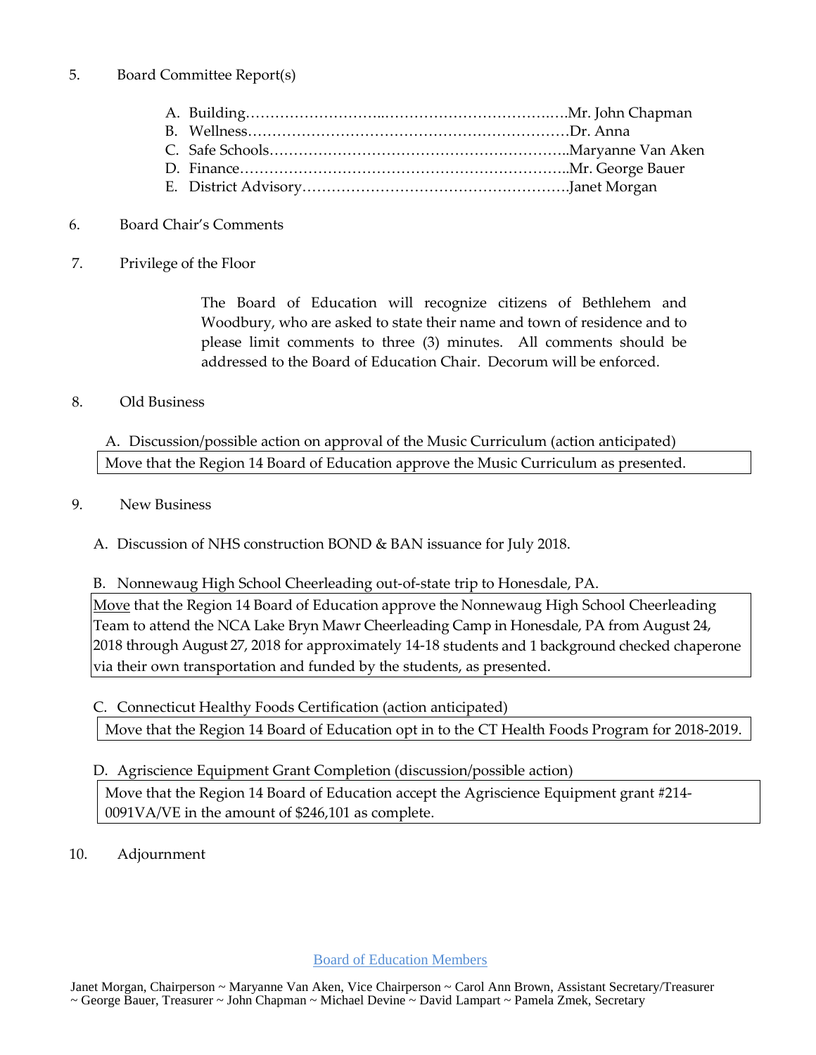5. Board Committee Report(s)

   A. Building……………………..……………………………….….Mr. John Chapman
   B. Wellness…………………………………………………………Dr. Anna
   C. Safe Schools……….……………………………………………..Maryanne Van Aken
   D. Finance…………………………………………………………..Mr. George Bauer
   E. District Advisory……………………………………………….Janet Morgan

6. Board Chair's Comments

7. Privilege of the Floor

   The Board of Education will recognize citizens of Bethlehem and Woodbury, who are asked to state their name and town of residence and to please limit comments to three (3) minutes. All comments should be addressed to the Board of Education Chair. Decorum will be enforced.

8. Old Business

   A. Discussion/possible action on approval of the Music Curriculum (action anticipated)

   | Move that the Region 14 Board of Education approve the Music Curriculum as presented. |
   |---|

9. New Business

   A. Discussion of NHS construction BOND & BAN issuance for July 2018.

   B. Nonnewaug High School Cheerleading out-of-state trip to Honesdale, PA.

   | Move that the Region 14 Board of Education approve the Nonnewaug High School Cheerleading Team to attend the NCA Lake Bryn Mawr Cheerleading Camp in Honesdale, PA from August 24, 2018 through August 27, 2018 for approximately 14-18 students and 1 background checked chaperone via their own transportation and funded by the students, as presented. |
   |---|

   C. Connecticut Healthy Foods Certification (action anticipated)

   | Move that the Region 14 Board of Education opt in to the CT Health Foods Program for 2018-2019. |
   |---|

   D. Agriscience Equipment Grant Completion (discussion/possible action)

   | Move that the Region 14 Board of Education accept the Agriscience Equipment grant #214-0091VA/VE in the amount of $246,101 as complete. |
   |---|

10. Adjournment

Board of Education Members

Janet Morgan, Chairperson ~ Maryanne Van Aken, Vice Chairperson ~ Carol Ann Brown, Assistant Secretary/Treasurer ~ George Bauer, Treasurer ~ John Chapman ~ Michael Devine ~ David Lampart ~ Pamela Zmek, Secretary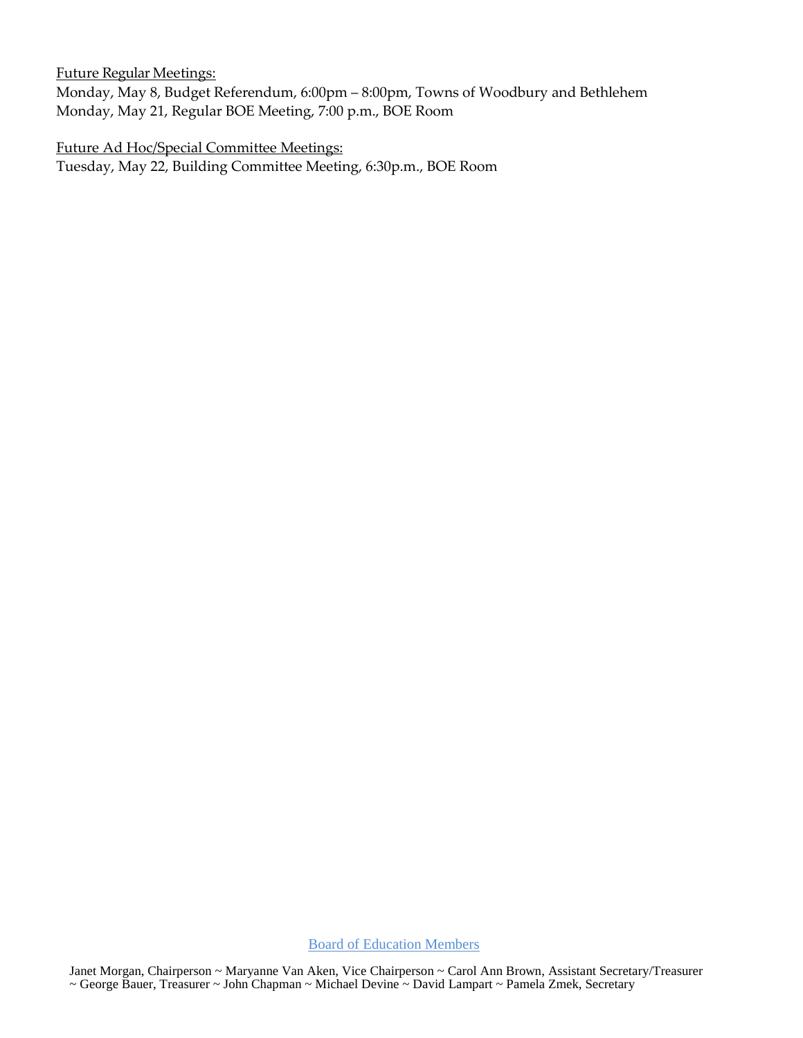<u>Future Regular Meetings:</u>
Monday, May 8, Budget Referendum, 6:00pm – 8:00pm, Towns of Woodbury and Bethlehem
Monday, May 21, Regular BOE Meeting, 7:00 p.m., BOE Room

<u>Future Ad Hoc/Special Committee Meetings:</u>
Tuesday, May 22, Building Committee Meeting, 6:30p.m., BOE Room

Board of Education Members

Janet Morgan, Chairperson ~ Maryanne Van Aken, Vice Chairperson ~ Carol Ann Brown, Assistant Secretary/Treasurer ~ George Bauer, Treasurer ~ John Chapman ~ Michael Devine ~ David Lampart ~ Pamela Zmek, Secretary